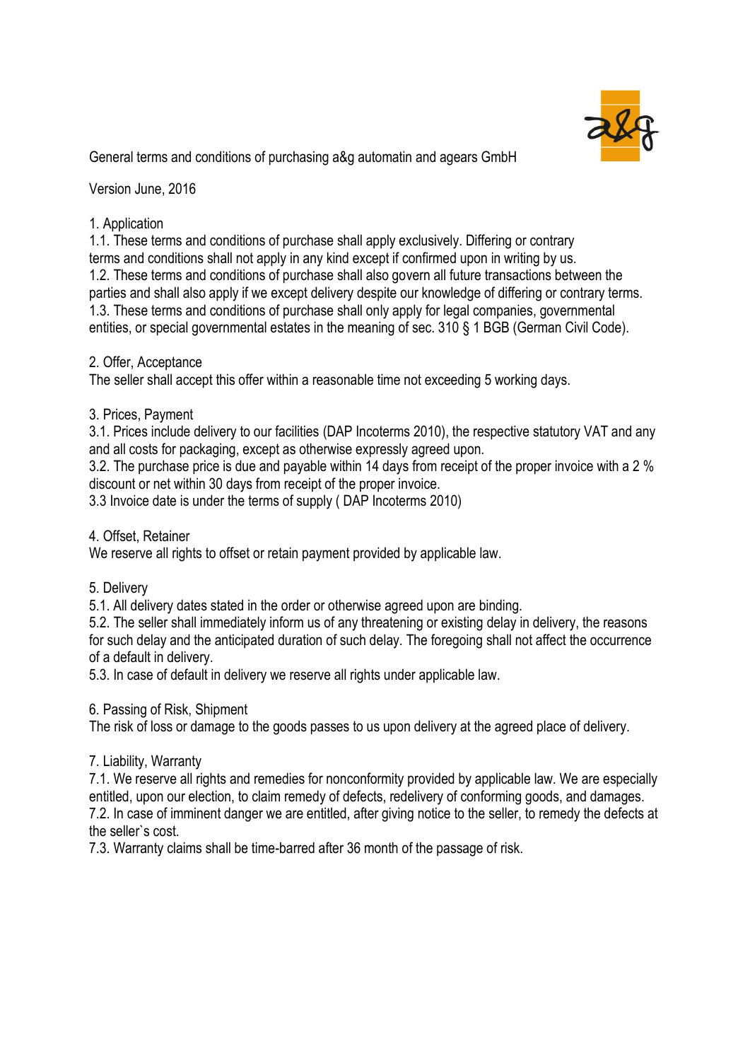General terms and conditions of purchasing a&g automatin and agears GmbH

Version June, 2016

## 1. Application

1.1. These terms and conditions of purchase shall apply exclusively. Differing or contrary terms and conditions shall not apply in any kind except if confirmed upon in writing by us.

1.2. These terms and conditions of purchase shall also govern all future transactions between the parties and shall also apply if we except delivery despite our knowledge of differing or contrary terms.

1.3. These terms and conditions of purchase shall only apply for legal companies, governmental entities, or special governmental estates in the meaning of sec. 310 § 1 BGB (German Civil Code).

## 2. Offer, Acceptance

The seller shall accept this offer within a reasonable time not exceeding 5 working days.

## 3. Prices, Payment

3.1. Prices include delivery to our facilities (DAP Incoterms 2010), the respective statutory VAT and any and all costs for packaging, except as otherwise expressly agreed upon.

3.2. The purchase price is due and payable within 14 days from receipt of the proper invoice with a 2 % discount or net within 30 days from receipt of the proper invoice.

3.3 Invoice date is under the terms of supply ( DAP Incoterms 2010)

## 4. Offset, Retainer

We reserve all rights to offset or retain payment provided by applicable law.

## 5. Delivery

5.1. All delivery dates stated in the order or otherwise agreed upon are binding.

5.2. The seller shall immediately inform us of any threatening or existing delay in delivery, the reasons for such delay and the anticipated duration of such delay. The foregoing shall not affect the occurrence of a default in delivery.

5.3. In case of default in delivery we reserve all rights under applicable law.

## 6. Passing of Risk, Shipment

The risk of loss or damage to the goods passes to us upon delivery at the agreed place of delivery.

## 7. Liability, Warranty

7.1. We reserve all rights and remedies for nonconformity provided by applicable law. We are especially entitled, upon our election, to claim remedy of defects, redelivery of conforming goods, and damages.

7.2. In case of imminent danger we are entitled, after giving notice to the seller, to remedy the defects at the seller`s cost.

7.3. Warranty claims shall be time-barred after 36 month of the passage of risk.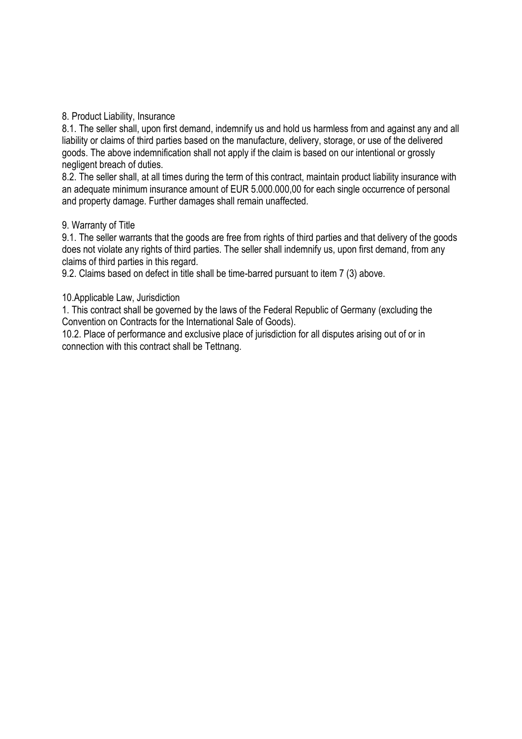## 8. Product Liability, Insurance

8.1. The seller shall, upon first demand, indemnify us and hold us harmless from and against any and all liability or claims of third parties based on the manufacture, delivery, storage, or use of the delivered goods. The above indemnification shall not apply if the claim is based on our intentional or grossly negligent breach of duties.

8.2. The seller shall, at all times during the term of this contract, maintain product liability insurance with an adequate minimum insurance amount of EUR 5.000.000,00 for each single occurrence of personal and property damage. Further damages shall remain unaffected.

## 9. Warranty of Title

9.1. The seller warrants that the goods are free from rights of third parties and that delivery of the goods does not violate any rights of third parties. The seller shall indemnify us, upon first demand, from any claims of third parties in this regard.

9.2. Claims based on defect in title shall be time-barred pursuant to item 7 (3) above.

## 10.Applicable Law, Jurisdiction

1. This contract shall be governed by the laws of the Federal Republic of Germany (excluding the Convention on Contracts for the International Sale of Goods).

10.2. Place of performance and exclusive place of jurisdiction for all disputes arising out of or in connection with this contract shall be Tettnang.